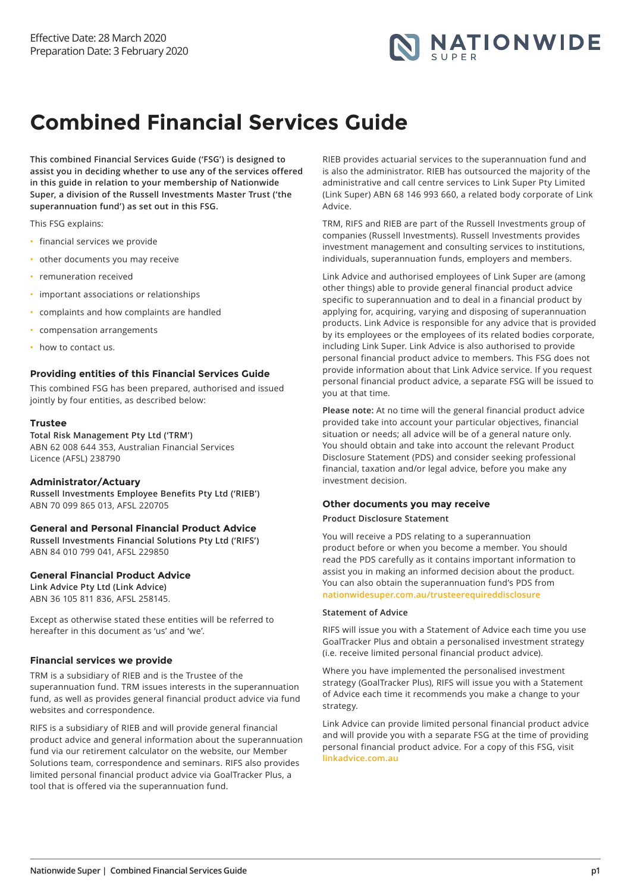Effective Date: 28 March 2020
Preparation Date: 3 February 2020

# Combined Financial Services Guide

**This combined Financial Services Guide ('FSG') is designed to assist you in deciding whether to use any of the services offered in this guide in relation to your membership of Nationwide Super, a division of the Russell Investments Master Trust ('the superannuation fund') as set out in this FSG.**

This FSG explains:

- financial services we provide
- other documents you may receive
- remuneration received
- important associations or relationships
- complaints and how complaints are handled
- compensation arrangements
- how to contact us.

## Providing entities of this Financial Services Guide

This combined FSG has been prepared, authorised and issued jointly by four entities, as described below:

### Trustee

**Total Risk Management Pty Ltd ('TRM')**
ABN 62 008 644 353, Australian Financial Services Licence (AFSL) 238790

### Administrator/Actuary

**Russell Investments Employee Benefits Pty Ltd ('RIEB')**
ABN 70 099 865 013, AFSL 220705

### General and Personal Financial Product Advice

**Russell Investments Financial Solutions Pty Ltd ('RIFS')**
ABN 84 010 799 041, AFSL 229850

### General Financial Product Advice

**Link Advice Pty Ltd (Link Advice)**
ABN 36 105 811 836, AFSL 258145.

Except as otherwise stated these entities will be referred to hereafter in this document as 'us' and 'we'.

## Financial services we provide

TRM is a subsidiary of RIEB and is the Trustee of the superannuation fund. TRM issues interests in the superannuation fund, as well as provides general financial product advice via fund websites and correspondence.

RIFS is a subsidiary of RIEB and will provide general financial product advice and general information about the superannuation fund via our retirement calculator on the website, our Member Solutions team, correspondence and seminars. RIFS also provides limited personal financial product advice via GoalTracker Plus, a tool that is offered via the superannuation fund.

RIEB provides actuarial services to the superannuation fund and is also the administrator. RIEB has outsourced the majority of the administrative and call centre services to Link Super Pty Limited (Link Super) ABN 68 146 993 660, a related body corporate of Link Advice.

TRM, RIFS and RIEB are part of the Russell Investments group of companies (Russell Investments). Russell Investments provides investment management and consulting services to institutions, individuals, superannuation funds, employers and members.

Link Advice and authorised employees of Link Super are (among other things) able to provide general financial product advice specific to superannuation and to deal in a financial product by applying for, acquiring, varying and disposing of superannuation products. Link Advice is responsible for any advice that is provided by its employees or the employees of its related bodies corporate, including Link Super. Link Advice is also authorised to provide personal financial product advice to members. This FSG does not provide information about that Link Advice service. If you request personal financial product advice, a separate FSG will be issued to you at that time.

**Please note:** At no time will the general financial product advice provided take into account your particular objectives, financial situation or needs; all advice will be of a general nature only. You should obtain and take into account the relevant Product Disclosure Statement (PDS) and consider seeking professional financial, taxation and/or legal advice, before you make any investment decision.

## Other documents you may receive

### Product Disclosure Statement

You will receive a PDS relating to a superannuation product before or when you become a member. You should read the PDS carefully as it contains important information to assist you in making an informed decision about the product. You can also obtain the superannuation fund's PDS from **nationwidesuper.com.au/trusteerequireddisclosure**

### Statement of Advice

RIFS will issue you with a Statement of Advice each time you use GoalTracker Plus and obtain a personalised investment strategy (i.e. receive limited personal financial product advice).

Where you have implemented the personalised investment strategy (GoalTracker Plus), RIFS will issue you with a Statement of Advice each time it recommends you make a change to your strategy.

Link Advice can provide limited personal financial product advice and will provide you with a separate FSG at the time of providing personal financial product advice. For a copy of this FSG, visit **linkadvice.com.au**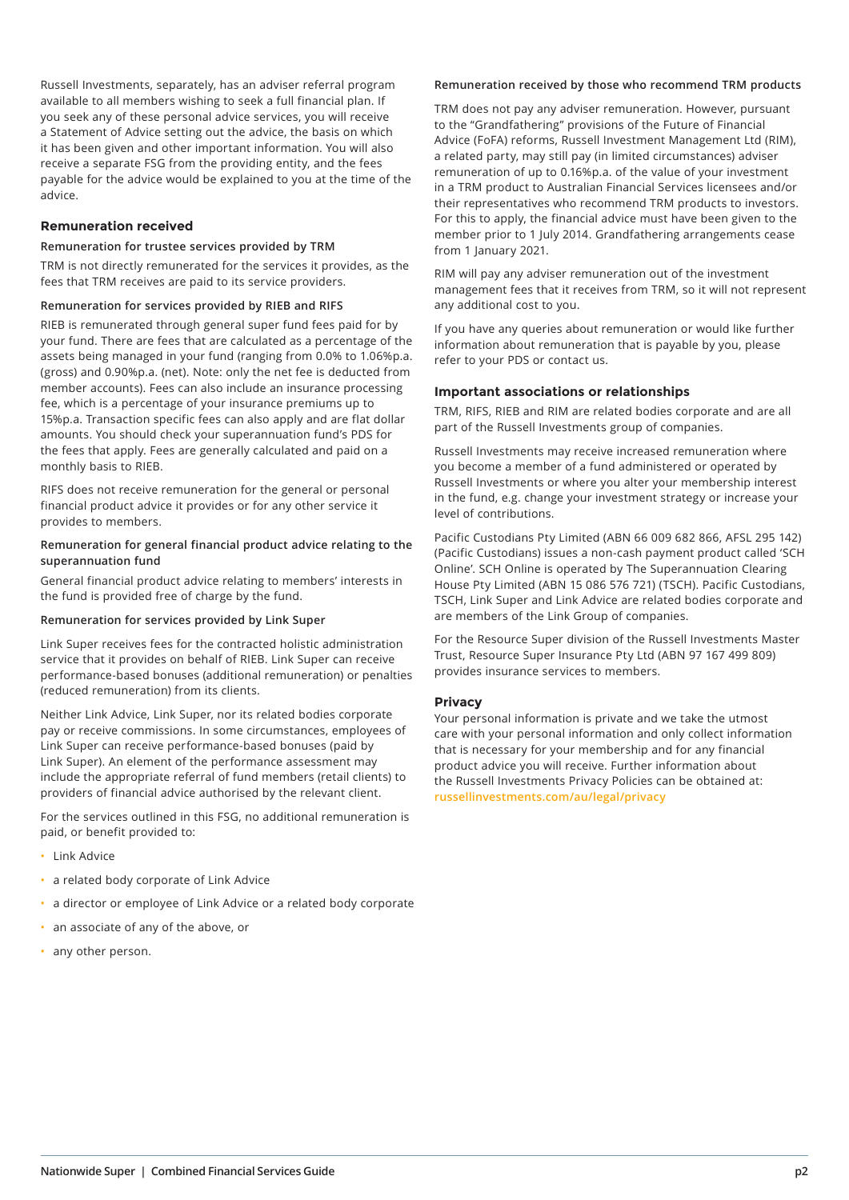Russell Investments, separately, has an adviser referral program available to all members wishing to seek a full financial plan. If you seek any of these personal advice services, you will receive a Statement of Advice setting out the advice, the basis on which it has been given and other important information. You will also receive a separate FSG from the providing entity, and the fees payable for the advice would be explained to you at the time of the advice.

## Remuneration received

### Remuneration for trustee services provided by TRM

TRM is not directly remunerated for the services it provides, as the fees that TRM receives are paid to its service providers.

### Remuneration for services provided by RIEB and RIFS

RIEB is remunerated through general super fund fees paid for by your fund. There are fees that are calculated as a percentage of the assets being managed in your fund (ranging from 0.0% to 1.06%p.a. (gross) and 0.90%p.a. (net). Note: only the net fee is deducted from member accounts). Fees can also include an insurance processing fee, which is a percentage of your insurance premiums up to 15%p.a. Transaction specific fees can also apply and are flat dollar amounts. You should check your superannuation fund's PDS for the fees that apply. Fees are generally calculated and paid on a monthly basis to RIEB.

RIFS does not receive remuneration for the general or personal financial product advice it provides or for any other service it provides to members.

### Remuneration for general financial product advice relating to the superannuation fund

General financial product advice relating to members' interests in the fund is provided free of charge by the fund.

### Remuneration for services provided by Link Super

Link Super receives fees for the contracted holistic administration service that it provides on behalf of RIEB. Link Super can receive performance-based bonuses (additional remuneration) or penalties (reduced remuneration) from its clients.

Neither Link Advice, Link Super, nor its related bodies corporate pay or receive commissions. In some circumstances, employees of Link Super can receive performance-based bonuses (paid by Link Super). An element of the performance assessment may include the appropriate referral of fund members (retail clients) to providers of financial advice authorised by the relevant client.

For the services outlined in this FSG, no additional remuneration is paid, or benefit provided to:

- Link Advice
- a related body corporate of Link Advice
- a director or employee of Link Advice or a related body corporate
- an associate of any of the above, or
- any other person.

### Remuneration received by those who recommend TRM products

TRM does not pay any adviser remuneration. However, pursuant to the "Grandfathering" provisions of the Future of Financial Advice (FoFA) reforms, Russell Investment Management Ltd (RIM), a related party, may still pay (in limited circumstances) adviser remuneration of up to 0.16%p.a. of the value of your investment in a TRM product to Australian Financial Services licensees and/or their representatives who recommend TRM products to investors. For this to apply, the financial advice must have been given to the member prior to 1 July 2014. Grandfathering arrangements cease from 1 January 2021.

RIM will pay any adviser remuneration out of the investment management fees that it receives from TRM, so it will not represent any additional cost to you.

If you have any queries about remuneration or would like further information about remuneration that is payable by you, please refer to your PDS or contact us.

## Important associations or relationships

TRM, RIFS, RIEB and RIM are related bodies corporate and are all part of the Russell Investments group of companies.

Russell Investments may receive increased remuneration where you become a member of a fund administered or operated by Russell Investments or where you alter your membership interest in the fund, e.g. change your investment strategy or increase your level of contributions.

Pacific Custodians Pty Limited (ABN 66 009 682 866, AFSL 295 142) (Pacific Custodians) issues a non-cash payment product called 'SCH Online'. SCH Online is operated by The Superannuation Clearing House Pty Limited (ABN 15 086 576 721) (TSCH). Pacific Custodians, TSCH, Link Super and Link Advice are related bodies corporate and are members of the Link Group of companies.

For the Resource Super division of the Russell Investments Master Trust, Resource Super Insurance Pty Ltd (ABN 97 167 499 809) provides insurance services to members.

## Privacy

Your personal information is private and we take the utmost care with your personal information and only collect information that is necessary for your membership and for any financial product advice you will receive. Further information about the Russell Investments Privacy Policies can be obtained at: russellinvestments.com/au/legal/privacy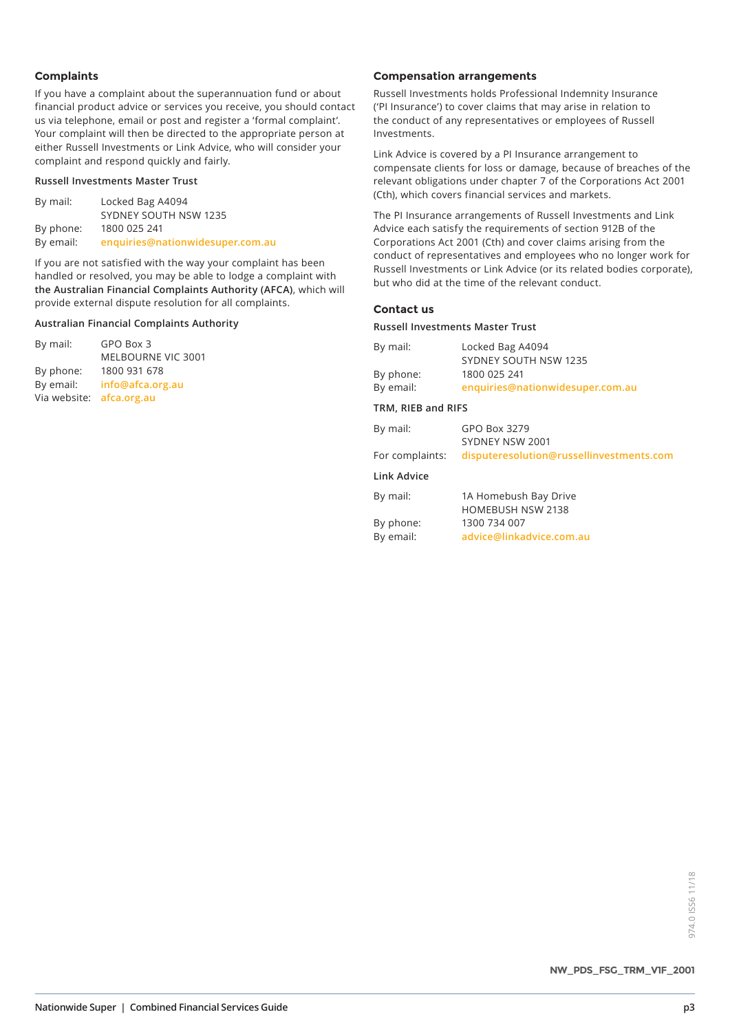## Complaints

If you have a complaint about the superannuation fund or about financial product advice or services you receive, you should contact us via telephone, email or post and register a 'formal complaint'. Your complaint will then be directed to the appropriate person at either Russell Investments or Link Advice, who will consider your complaint and respond quickly and fairly.

### Russell Investments Master Trust

| | |
|---|---|
| By mail: | Locked Bag A4094<br>SYDNEY SOUTH NSW 1235 |
| By phone: | 1800 025 241 |
| By email: | enquiries@nationwidesuper.com.au |

If you are not satisfied with the way your complaint has been handled or resolved, you may be able to lodge a complaint with **the Australian Financial Complaints Authority (AFCA)**, which will provide external dispute resolution for all complaints.

### Australian Financial Complaints Authority

| | |
|---|---|
| By mail: | GPO Box 3<br>MELBOURNE VIC 3001 |
| By phone: | 1800 931 678 |
| By email: | info@afca.org.au |
| Via website: | afca.org.au |

## Compensation arrangements

Russell Investments holds Professional Indemnity Insurance ('PI Insurance') to cover claims that may arise in relation to the conduct of any representatives or employees of Russell Investments.

Link Advice is covered by a PI Insurance arrangement to compensate clients for loss or damage, because of breaches of the relevant obligations under chapter 7 of the Corporations Act 2001 (Cth), which covers financial services and markets.

The PI Insurance arrangements of Russell Investments and Link Advice each satisfy the requirements of section 912B of the Corporations Act 2001 (Cth) and cover claims arising from the conduct of representatives and employees who no longer work for Russell Investments or Link Advice (or its related bodies corporate), but who did at the time of the relevant conduct.

## Contact us

### Russell Investments Master Trust

| | |
|---|---|
| By mail: | Locked Bag A4094<br>SYDNEY SOUTH NSW 1235 |
| By phone: | 1800 025 241 |
| By email: | enquiries@nationwidesuper.com.au |

### TRM, RIEB and RIFS

| | |
|---|---|
| By mail: | GPO Box 3279<br>SYDNEY NSW 2001 |
| For complaints: | disputeresolution@russellinvestments.com |

### Link Advice

| | |
|---|---|
| By mail: | 1A Homebush Bay Drive<br>HOMEBUSH NSW 2138 |
| By phone: | 1300 734 007 |
| By email: | advice@linkadvice.com.au |

974.0 ISS6 11/18

NW_PDS_FSG_TRM_V1F_2001